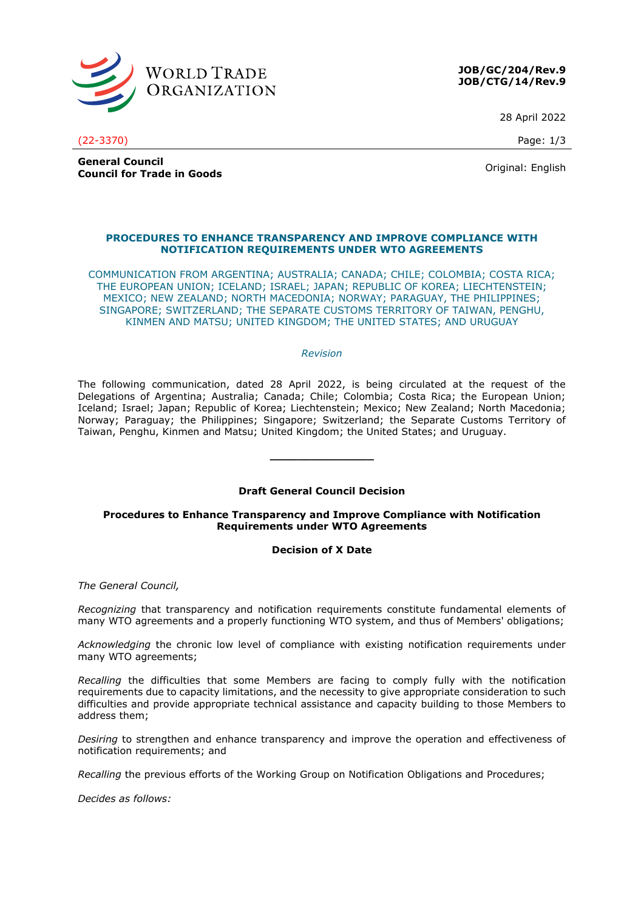**JOB/GC/204/Rev.9**
**JOB/CTG/14/Rev.9**

28 April 2022

(22-3370)

**General Council**
**Council for Trade in Goods**

Original: English

## PROCEDURES TO ENHANCE TRANSPARENCY AND IMPROVE COMPLIANCE WITH NOTIFICATION REQUIREMENTS UNDER WTO AGREEMENTS

COMMUNICATION FROM ARGENTINA; AUSTRALIA; CANADA; CHILE; COLOMBIA; COSTA RICA; THE EUROPEAN UNION; ICELAND; ISRAEL; JAPAN; REPUBLIC OF KOREA; LIECHTENSTEIN; MEXICO; NEW ZEALAND; NORTH MACEDONIA; NORWAY; PARAGUAY, THE PHILIPPINES; SINGAPORE; SWITZERLAND; THE SEPARATE CUSTOMS TERRITORY OF TAIWAN, PENGHU, KINMEN AND MATSU; UNITED KINGDOM; THE UNITED STATES; AND URUGUAY

*Revision*

The following communication, dated 28 April 2022, is being circulated at the request of the Delegations of Argentina; Australia; Canada; Chile; Colombia; Costa Rica; the European Union; Iceland; Israel; Japan; Republic of Korea; Liechtenstein; Mexico; New Zealand; North Macedonia; Norway; Paraguay; the Philippines; Singapore; Switzerland; the Separate Customs Territory of Taiwan, Penghu, Kinmen and Matsu; United Kingdom; the United States; and Uruguay.

_______________

### Draft General Council Decision

### Procedures to Enhance Transparency and Improve Compliance with Notification Requirements under WTO Agreements

### Decision of X Date

*The General Council,*

*Recognizing* that transparency and notification requirements constitute fundamental elements of many WTO agreements and a properly functioning WTO system, and thus of Members' obligations;

*Acknowledging* the chronic low level of compliance with existing notification requirements under many WTO agreements;

*Recalling* the difficulties that some Members are facing to comply fully with the notification requirements due to capacity limitations, and the necessity to give appropriate consideration to such difficulties and provide appropriate technical assistance and capacity building to those Members to address them;

*Desiring* to strengthen and enhance transparency and improve the operation and effectiveness of notification requirements; and

*Recalling* the previous efforts of the Working Group on Notification Obligations and Procedures;

*Decides as follows:*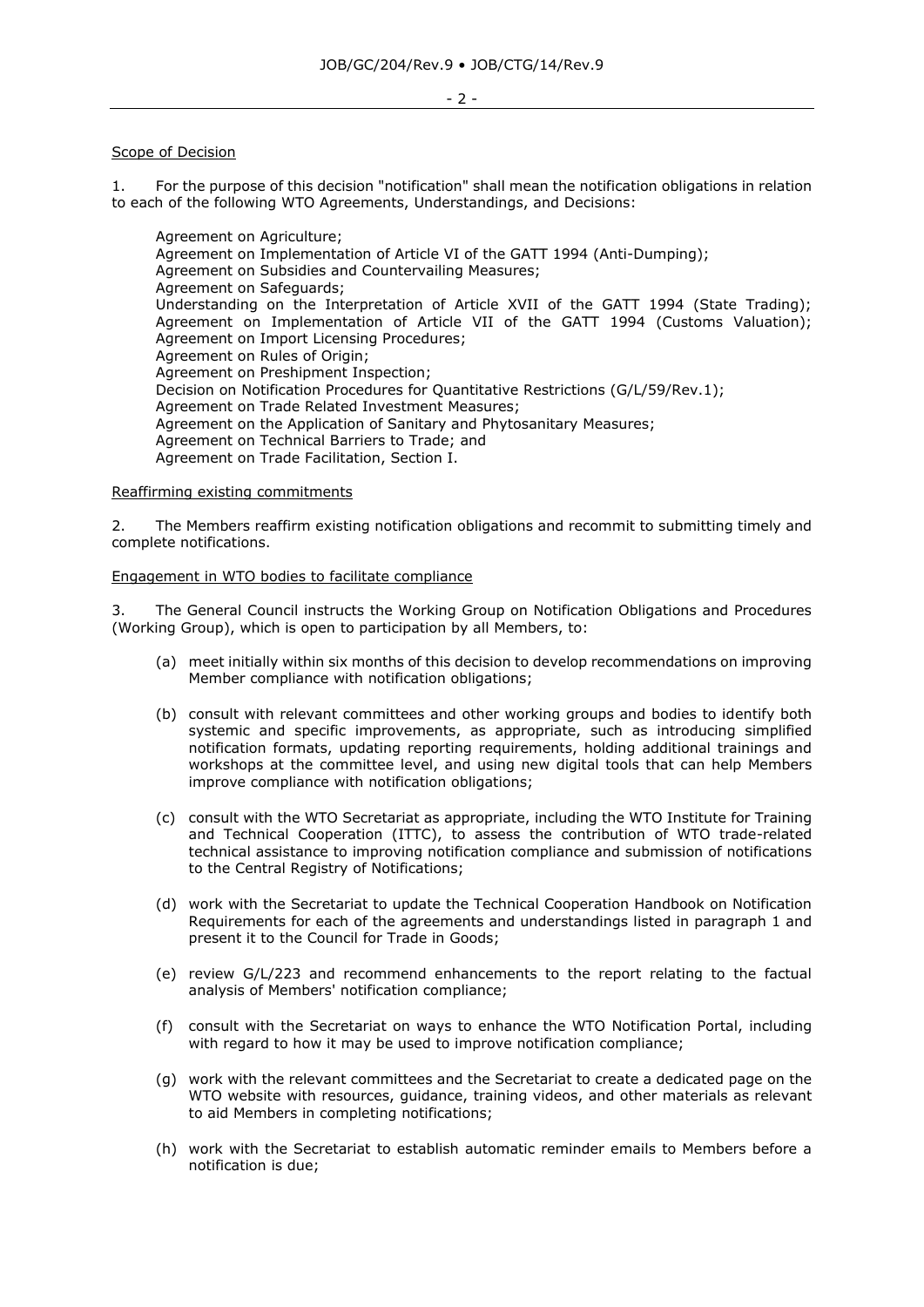Scope of Decision

1. For the purpose of this decision "notification" shall mean the notification obligations in relation to each of the following WTO Agreements, Understandings, and Decisions:

Agreement on Agriculture;
Agreement on Implementation of Article VI of the GATT 1994 (Anti-Dumping);
Agreement on Subsidies and Countervailing Measures;
Agreement on Safeguards;
Understanding on the Interpretation of Article XVII of the GATT 1994 (State Trading);
Agreement on Implementation of Article VII of the GATT 1994 (Customs Valuation);
Agreement on Import Licensing Procedures;
Agreement on Rules of Origin;
Agreement on Preshipment Inspection;
Decision on Notification Procedures for Quantitative Restrictions (G/L/59/Rev.1);
Agreement on Trade Related Investment Measures;
Agreement on the Application of Sanitary and Phytosanitary Measures;
Agreement on Technical Barriers to Trade; and
Agreement on Trade Facilitation, Section I.

Reaffirming existing commitments

2. The Members reaffirm existing notification obligations and recommit to submitting timely and complete notifications.

Engagement in WTO bodies to facilitate compliance

3. The General Council instructs the Working Group on Notification Obligations and Procedures (Working Group), which is open to participation by all Members, to:

(a) meet initially within six months of this decision to develop recommendations on improving Member compliance with notification obligations;

(b) consult with relevant committees and other working groups and bodies to identify both systemic and specific improvements, as appropriate, such as introducing simplified notification formats, updating reporting requirements, holding additional trainings and workshops at the committee level, and using new digital tools that can help Members improve compliance with notification obligations;

(c) consult with the WTO Secretariat as appropriate, including the WTO Institute for Training and Technical Cooperation (ITTC), to assess the contribution of WTO trade-related technical assistance to improving notification compliance and submission of notifications to the Central Registry of Notifications;

(d) work with the Secretariat to update the Technical Cooperation Handbook on Notification Requirements for each of the agreements and understandings listed in paragraph 1 and present it to the Council for Trade in Goods;

(e) review G/L/223 and recommend enhancements to the report relating to the factual analysis of Members' notification compliance;

(f) consult with the Secretariat on ways to enhance the WTO Notification Portal, including with regard to how it may be used to improve notification compliance;

(g) work with the relevant committees and the Secretariat to create a dedicated page on the WTO website with resources, guidance, training videos, and other materials as relevant to aid Members in completing notifications;

(h) work with the Secretariat to establish automatic reminder emails to Members before a notification is due;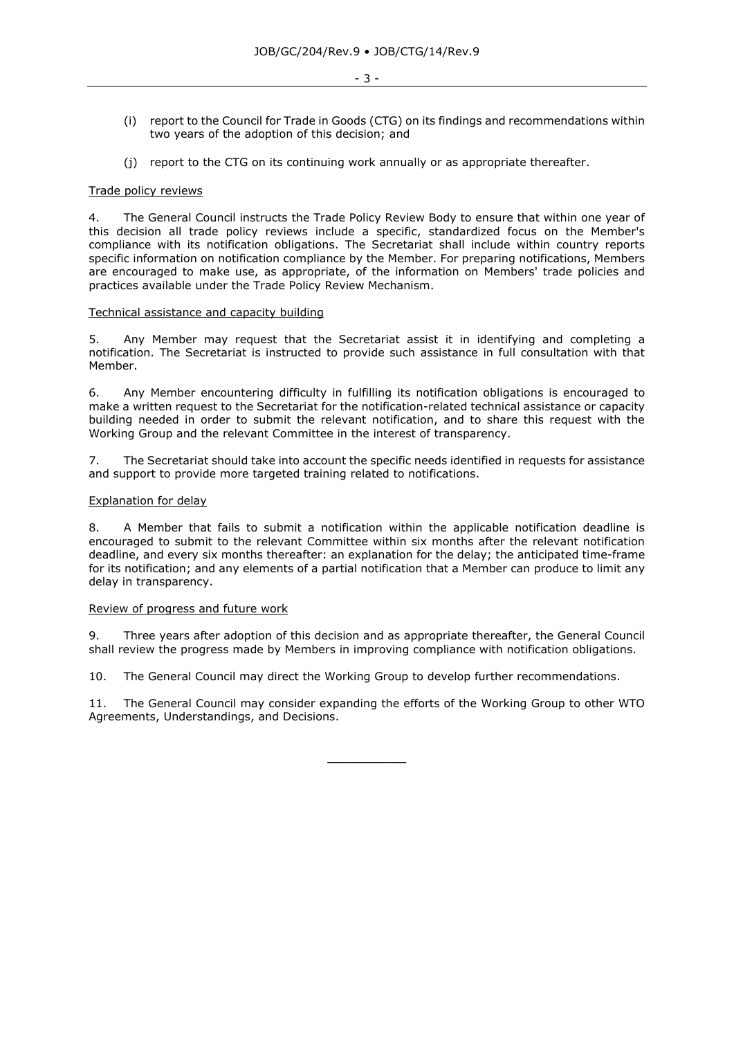(i) report to the Council for Trade in Goods (CTG) on its findings and recommendations within two years of the adoption of this decision; and

(j) report to the CTG on its continuing work annually or as appropriate thereafter.

Trade policy reviews

4. The General Council instructs the Trade Policy Review Body to ensure that within one year of this decision all trade policy reviews include a specific, standardized focus on the Member's compliance with its notification obligations. The Secretariat shall include within country reports specific information on notification compliance by the Member. For preparing notifications, Members are encouraged to make use, as appropriate, of the information on Members' trade policies and practices available under the Trade Policy Review Mechanism.

Technical assistance and capacity building

5. Any Member may request that the Secretariat assist it in identifying and completing a notification. The Secretariat is instructed to provide such assistance in full consultation with that Member.

6. Any Member encountering difficulty in fulfilling its notification obligations is encouraged to make a written request to the Secretariat for the notification-related technical assistance or capacity building needed in order to submit the relevant notification, and to share this request with the Working Group and the relevant Committee in the interest of transparency.

7. The Secretariat should take into account the specific needs identified in requests for assistance and support to provide more targeted training related to notifications.

Explanation for delay

8. A Member that fails to submit a notification within the applicable notification deadline is encouraged to submit to the relevant Committee within six months after the relevant notification deadline, and every six months thereafter: an explanation for the delay; the anticipated time-frame for its notification; and any elements of a partial notification that a Member can produce to limit any delay in transparency.

Review of progress and future work

9. Three years after adoption of this decision and as appropriate thereafter, the General Council shall review the progress made by Members in improving compliance with notification obligations.

10. The General Council may direct the Working Group to develop further recommendations.

11. The General Council may consider expanding the efforts of the Working Group to other WTO Agreements, Understandings, and Decisions.

---